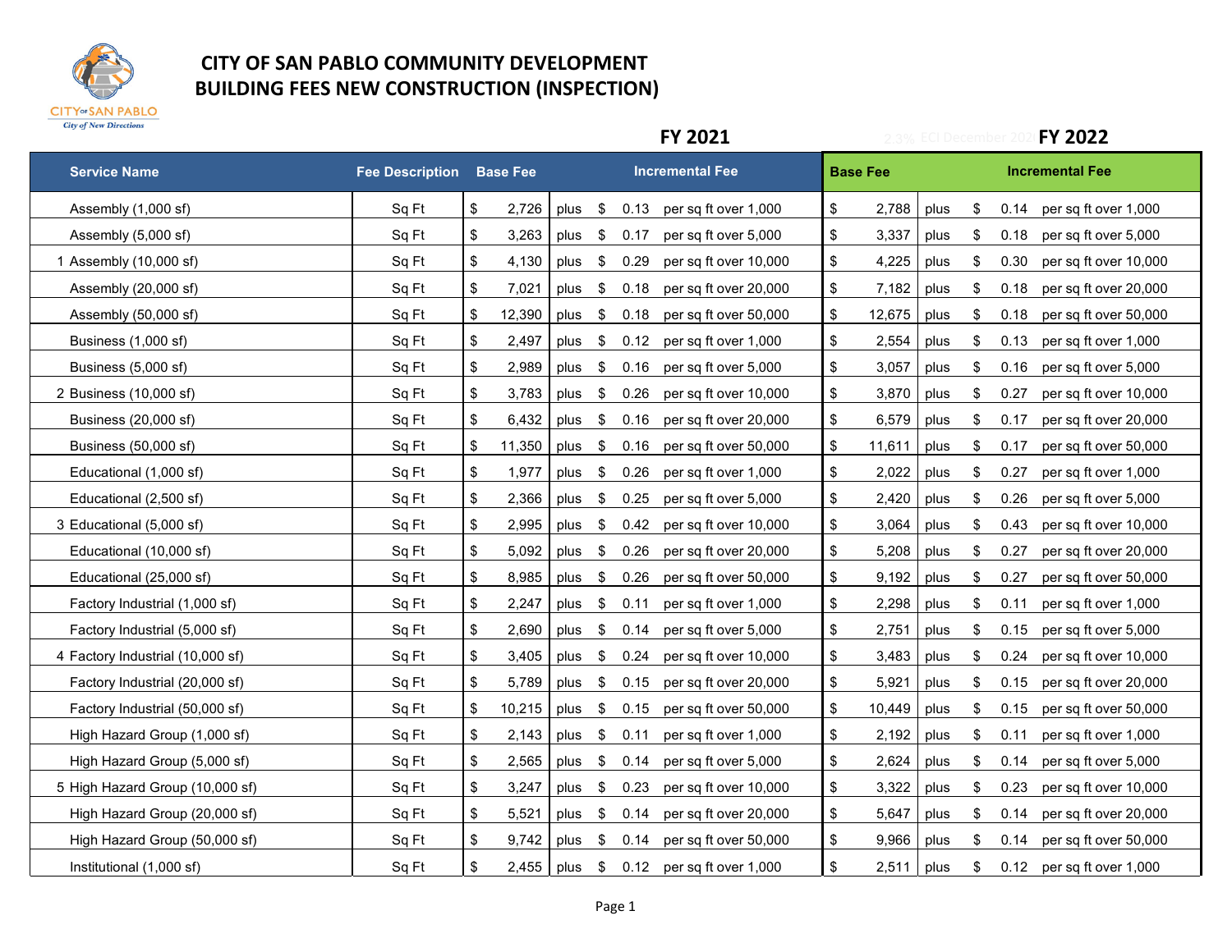# CITY OF SAN PABLO COMMUNITY DEVELOPMENT
# BUILDING FEES NEW CONSTRUCTION (INSPECTION)

| | | FY 2021 | | | | FY 2022 | | | |
|---|---|---|---|---|---|---|---|---|---|
| Service Name | Fee Description | Base Fee | | Incremental Fee | | Base Fee | | Incremental Fee | |
| Assembly (1,000 sf) | Sq Ft | $ 2,726 | plus | $ 0.13 | per sq ft over 1,000 | $ 2,788 | plus | $ 0.14 | per sq ft over 1,000 |
| Assembly (5,000 sf) | Sq Ft | $ 3,263 | plus | $ 0.17 | per sq ft over 5,000 | $ 3,337 | plus | $ 0.18 | per sq ft over 5,000 |
| 1 Assembly (10,000 sf) | Sq Ft | $ 4,130 | plus | $ 0.29 | per sq ft over 10,000 | $ 4,225 | plus | $ 0.30 | per sq ft over 10,000 |
| Assembly (20,000 sf) | Sq Ft | $ 7,021 | plus | $ 0.18 | per sq ft over 20,000 | $ 7,182 | plus | $ 0.18 | per sq ft over 20,000 |
| Assembly (50,000 sf) | Sq Ft | $ 12,390 | plus | $ 0.18 | per sq ft over 50,000 | $ 12,675 | plus | $ 0.18 | per sq ft over 50,000 |
| Business (1,000 sf) | Sq Ft | $ 2,497 | plus | $ 0.12 | per sq ft over 1,000 | $ 2,554 | plus | $ 0.13 | per sq ft over 1,000 |
| Business (5,000 sf) | Sq Ft | $ 2,989 | plus | $ 0.16 | per sq ft over 5,000 | $ 3,057 | plus | $ 0.16 | per sq ft over 5,000 |
| 2 Business (10,000 sf) | Sq Ft | $ 3,783 | plus | $ 0.26 | per sq ft over 10,000 | $ 3,870 | plus | $ 0.27 | per sq ft over 10,000 |
| Business (20,000 sf) | Sq Ft | $ 6,432 | plus | $ 0.16 | per sq ft over 20,000 | $ 6,579 | plus | $ 0.17 | per sq ft over 20,000 |
| Business (50,000 sf) | Sq Ft | $ 11,350 | plus | $ 0.16 | per sq ft over 50,000 | $ 11,611 | plus | $ 0.17 | per sq ft over 50,000 |
| Educational (1,000 sf) | Sq Ft | $ 1,977 | plus | $ 0.26 | per sq ft over 1,000 | $ 2,022 | plus | $ 0.27 | per sq ft over 1,000 |
| Educational (2,500 sf) | Sq Ft | $ 2,366 | plus | $ 0.25 | per sq ft over 5,000 | $ 2,420 | plus | $ 0.26 | per sq ft over 5,000 |
| 3 Educational (5,000 sf) | Sq Ft | $ 2,995 | plus | $ 0.42 | per sq ft over 10,000 | $ 3,064 | plus | $ 0.43 | per sq ft over 10,000 |
| Educational (10,000 sf) | Sq Ft | $ 5,092 | plus | $ 0.26 | per sq ft over 20,000 | $ 5,208 | plus | $ 0.27 | per sq ft over 20,000 |
| Educational (25,000 sf) | Sq Ft | $ 8,985 | plus | $ 0.26 | per sq ft over 50,000 | $ 9,192 | plus | $ 0.27 | per sq ft over 50,000 |
| Factory Industrial (1,000 sf) | Sq Ft | $ 2,247 | plus | $ 0.11 | per sq ft over 1,000 | $ 2,298 | plus | $ 0.11 | per sq ft over 1,000 |
| Factory Industrial (5,000 sf) | Sq Ft | $ 2,690 | plus | $ 0.14 | per sq ft over 5,000 | $ 2,751 | plus | $ 0.15 | per sq ft over 5,000 |
| 4 Factory Industrial (10,000 sf) | Sq Ft | $ 3,405 | plus | $ 0.24 | per sq ft over 10,000 | $ 3,483 | plus | $ 0.24 | per sq ft over 10,000 |
| Factory Industrial (20,000 sf) | Sq Ft | $ 5,789 | plus | $ 0.15 | per sq ft over 20,000 | $ 5,921 | plus | $ 0.15 | per sq ft over 20,000 |
| Factory Industrial (50,000 sf) | Sq Ft | $ 10,215 | plus | $ 0.15 | per sq ft over 50,000 | $ 10,449 | plus | $ 0.15 | per sq ft over 50,000 |
| High Hazard Group (1,000 sf) | Sq Ft | $ 2,143 | plus | $ 0.11 | per sq ft over 1,000 | $ 2,192 | plus | $ 0.11 | per sq ft over 1,000 |
| High Hazard Group (5,000 sf) | Sq Ft | $ 2,565 | plus | $ 0.14 | per sq ft over 5,000 | $ 2,624 | plus | $ 0.14 | per sq ft over 5,000 |
| 5 High Hazard Group (10,000 sf) | Sq Ft | $ 3,247 | plus | $ 0.23 | per sq ft over 10,000 | $ 3,322 | plus | $ 0.23 | per sq ft over 10,000 |
| High Hazard Group (20,000 sf) | Sq Ft | $ 5,521 | plus | $ 0.14 | per sq ft over 20,000 | $ 5,647 | plus | $ 0.14 | per sq ft over 20,000 |
| High Hazard Group (50,000 sf) | Sq Ft | $ 9,742 | plus | $ 0.14 | per sq ft over 50,000 | $ 9,966 | plus | $ 0.14 | per sq ft over 50,000 |
| Institutional (1,000 sf) | Sq Ft | $ 2,455 | plus | $ 0.12 | per sq ft over 1,000 | $ 2,511 | plus | $ 0.12 | per sq ft over 1,000 |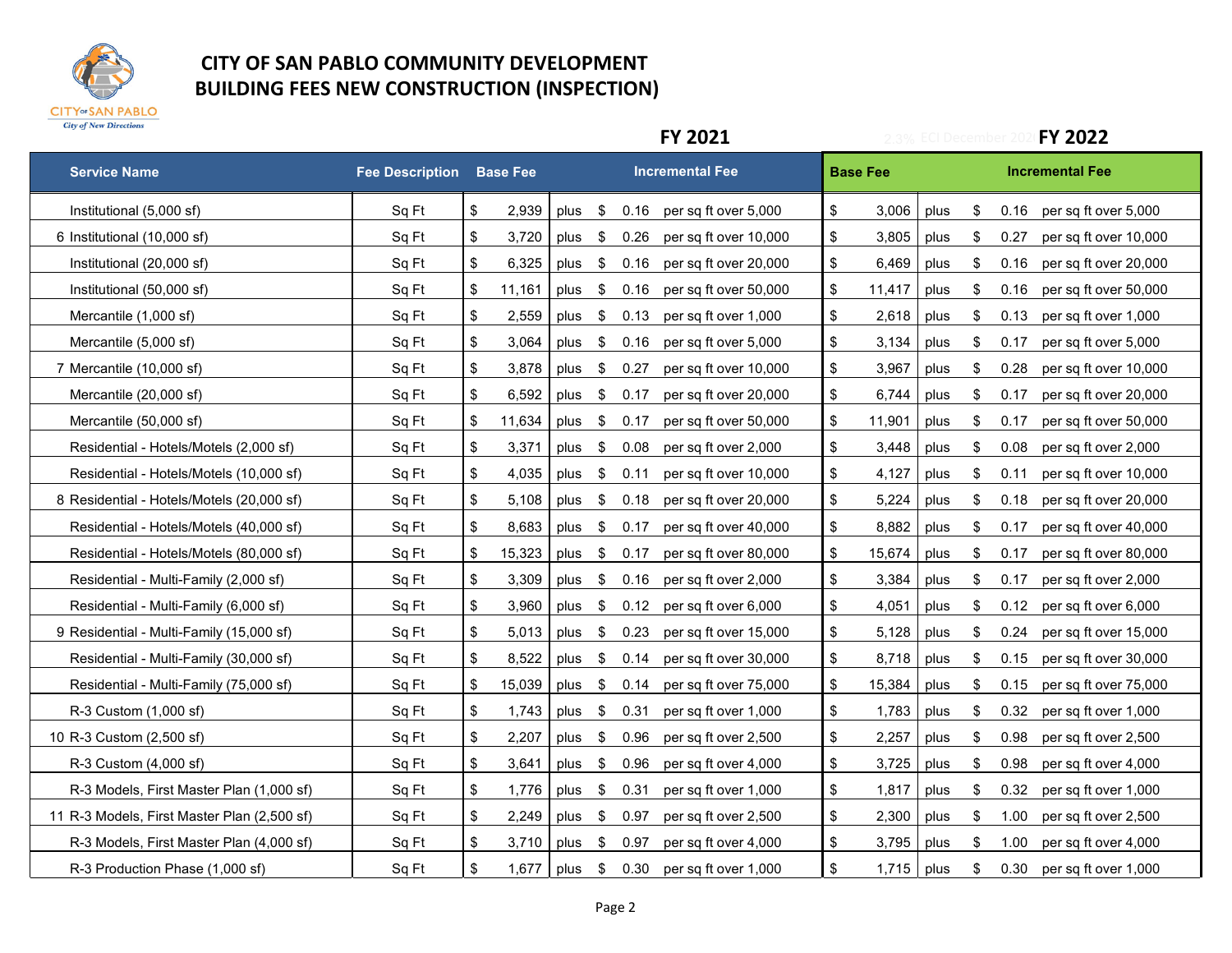# CITY OF SAN PABLO COMMUNITY DEVELOPMENT
# BUILDING FEES NEW CONSTRUCTION (INSPECTION)

| | Service Name | Fee Description | FY 2021 Base Fee | | FY 2021 Incremental Fee | | FY 2022 Base Fee | | FY 2022 Incremental Fee | |
|---|---|---|---|---|---|---|---|---|---|---|
| | Institutional (5,000 sf) | Sq Ft | $ 2,939 | plus | $ 0.16 | per sq ft over 5,000 | $ 3,006 | plus | $ 0.16 | per sq ft over 5,000 |
| 6 | Institutional (10,000 sf) | Sq Ft | $ 3,720 | plus | $ 0.26 | per sq ft over 10,000 | $ 3,805 | plus | $ 0.27 | per sq ft over 10,000 |
| | Institutional (20,000 sf) | Sq Ft | $ 6,325 | plus | $ 0.16 | per sq ft over 20,000 | $ 6,469 | plus | $ 0.16 | per sq ft over 20,000 |
| | Institutional (50,000 sf) | Sq Ft | $ 11,161 | plus | $ 0.16 | per sq ft over 50,000 | $ 11,417 | plus | $ 0.16 | per sq ft over 50,000 |
| | Mercantile (1,000 sf) | Sq Ft | $ 2,559 | plus | $ 0.13 | per sq ft over 1,000 | $ 2,618 | plus | $ 0.13 | per sq ft over 1,000 |
| | Mercantile (5,000 sf) | Sq Ft | $ 3,064 | plus | $ 0.16 | per sq ft over 5,000 | $ 3,134 | plus | $ 0.17 | per sq ft over 5,000 |
| 7 | Mercantile (10,000 sf) | Sq Ft | $ 3,878 | plus | $ 0.27 | per sq ft over 10,000 | $ 3,967 | plus | $ 0.28 | per sq ft over 10,000 |
| | Mercantile (20,000 sf) | Sq Ft | $ 6,592 | plus | $ 0.17 | per sq ft over 20,000 | $ 6,744 | plus | $ 0.17 | per sq ft over 20,000 |
| | Mercantile (50,000 sf) | Sq Ft | $ 11,634 | plus | $ 0.17 | per sq ft over 50,000 | $ 11,901 | plus | $ 0.17 | per sq ft over 50,000 |
| | Residential - Hotels/Motels (2,000 sf) | Sq Ft | $ 3,371 | plus | $ 0.08 | per sq ft over 2,000 | $ 3,448 | plus | $ 0.08 | per sq ft over 2,000 |
| | Residential - Hotels/Motels (10,000 sf) | Sq Ft | $ 4,035 | plus | $ 0.11 | per sq ft over 10,000 | $ 4,127 | plus | $ 0.11 | per sq ft over 10,000 |
| 8 | Residential - Hotels/Motels (20,000 sf) | Sq Ft | $ 5,108 | plus | $ 0.18 | per sq ft over 20,000 | $ 5,224 | plus | $ 0.18 | per sq ft over 20,000 |
| | Residential - Hotels/Motels (40,000 sf) | Sq Ft | $ 8,683 | plus | $ 0.17 | per sq ft over 40,000 | $ 8,882 | plus | $ 0.17 | per sq ft over 40,000 |
| | Residential - Hotels/Motels (80,000 sf) | Sq Ft | $ 15,323 | plus | $ 0.17 | per sq ft over 80,000 | $ 15,674 | plus | $ 0.17 | per sq ft over 80,000 |
| | Residential - Multi-Family (2,000 sf) | Sq Ft | $ 3,309 | plus | $ 0.16 | per sq ft over 2,000 | $ 3,384 | plus | $ 0.17 | per sq ft over 2,000 |
| | Residential - Multi-Family (6,000 sf) | Sq Ft | $ 3,960 | plus | $ 0.12 | per sq ft over 6,000 | $ 4,051 | plus | $ 0.12 | per sq ft over 6,000 |
| 9 | Residential - Multi-Family (15,000 sf) | Sq Ft | $ 5,013 | plus | $ 0.23 | per sq ft over 15,000 | $ 5,128 | plus | $ 0.24 | per sq ft over 15,000 |
| | Residential - Multi-Family (30,000 sf) | Sq Ft | $ 8,522 | plus | $ 0.14 | per sq ft over 30,000 | $ 8,718 | plus | $ 0.15 | per sq ft over 30,000 |
| | Residential - Multi-Family (75,000 sf) | Sq Ft | $ 15,039 | plus | $ 0.14 | per sq ft over 75,000 | $ 15,384 | plus | $ 0.15 | per sq ft over 75,000 |
| | R-3 Custom (1,000 sf) | Sq Ft | $ 1,743 | plus | $ 0.31 | per sq ft over 1,000 | $ 1,783 | plus | $ 0.32 | per sq ft over 1,000 |
| 10 | R-3 Custom (2,500 sf) | Sq Ft | $ 2,207 | plus | $ 0.96 | per sq ft over 2,500 | $ 2,257 | plus | $ 0.98 | per sq ft over 2,500 |
| | R-3 Custom (4,000 sf) | Sq Ft | $ 3,641 | plus | $ 0.96 | per sq ft over 4,000 | $ 3,725 | plus | $ 0.98 | per sq ft over 4,000 |
| | R-3 Models, First Master Plan (1,000 sf) | Sq Ft | $ 1,776 | plus | $ 0.31 | per sq ft over 1,000 | $ 1,817 | plus | $ 0.32 | per sq ft over 1,000 |
| 11 | R-3 Models, First Master Plan (2,500 sf) | Sq Ft | $ 2,249 | plus | $ 0.97 | per sq ft over 2,500 | $ 2,300 | plus | $ 1.00 | per sq ft over 2,500 |
| | R-3 Models, First Master Plan (4,000 sf) | Sq Ft | $ 3,710 | plus | $ 0.97 | per sq ft over 4,000 | $ 3,795 | plus | $ 1.00 | per sq ft over 4,000 |
| | R-3 Production Phase (1,000 sf) | Sq Ft | $ 1,677 | plus | $ 0.30 | per sq ft over 1,000 | $ 1,715 | plus | $ 0.30 | per sq ft over 1,000 |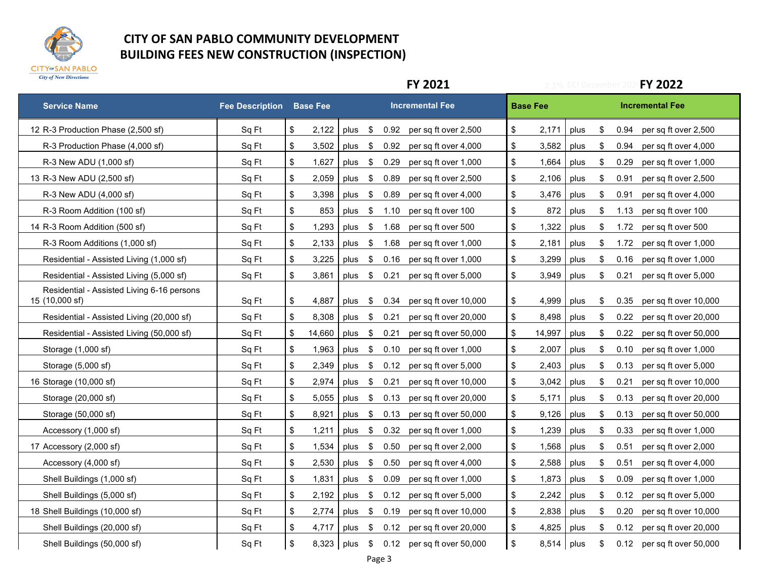# CITY OF SAN PABLO COMMUNITY DEVELOPMENT
## BUILDING FEES NEW CONSTRUCTION (INSPECTION)

2.3% ECI December 2020

| Service Name | Fee Description | FY 2021 Base Fee | | FY 2021 Incremental Fee | | FY 2022 Base Fee | | FY 2022 Incremental Fee | |
|---|---|---|---|---|---|---|---|---|---|
| 12 R-3 Production Phase (2,500 sf) | Sq Ft | $ 2,122 | plus | $ 0.92 | per sq ft over 2,500 | $ 2,171 | plus | $ 0.94 | per sq ft over 2,500 |
| R-3 Production Phase (4,000 sf) | Sq Ft | $ 3,502 | plus | $ 0.92 | per sq ft over 4,000 | $ 3,582 | plus | $ 0.94 | per sq ft over 4,000 |
| R-3 New ADU (1,000 sf) | Sq Ft | $ 1,627 | plus | $ 0.29 | per sq ft over 1,000 | $ 1,664 | plus | $ 0.29 | per sq ft over 1,000 |
| 13 R-3 New ADU (2,500 sf) | Sq Ft | $ 2,059 | plus | $ 0.89 | per sq ft over 2,500 | $ 2,106 | plus | $ 0.91 | per sq ft over 2,500 |
| R-3 New ADU (4,000 sf) | Sq Ft | $ 3,398 | plus | $ 0.89 | per sq ft over 4,000 | $ 3,476 | plus | $ 0.91 | per sq ft over 4,000 |
| R-3 Room Addition (100 sf) | Sq Ft | $ 853 | plus | $ 1.10 | per sq ft over 100 | $ 872 | plus | $ 1.13 | per sq ft over 100 |
| 14 R-3 Room Addition (500 sf) | Sq Ft | $ 1,293 | plus | $ 1.68 | per sq ft over 500 | $ 1,322 | plus | $ 1.72 | per sq ft over 500 |
| R-3 Room Additions (1,000 sf) | Sq Ft | $ 2,133 | plus | $ 1.68 | per sq ft over 1,000 | $ 2,181 | plus | $ 1.72 | per sq ft over 1,000 |
| Residential - Assisted Living (1,000 sf) | Sq Ft | $ 3,225 | plus | $ 0.16 | per sq ft over 1,000 | $ 3,299 | plus | $ 0.16 | per sq ft over 1,000 |
| Residential - Assisted Living (5,000 sf) | Sq Ft | $ 3,861 | plus | $ 0.21 | per sq ft over 5,000 | $ 3,949 | plus | $ 0.21 | per sq ft over 5,000 |
| 15 Residential - Assisted Living 6-16 persons (10,000 sf) | Sq Ft | $ 4,887 | plus | $ 0.34 | per sq ft over 10,000 | $ 4,999 | plus | $ 0.35 | per sq ft over 10,000 |
| Residential - Assisted Living (20,000 sf) | Sq Ft | $ 8,308 | plus | $ 0.21 | per sq ft over 20,000 | $ 8,498 | plus | $ 0.22 | per sq ft over 20,000 |
| Residential - Assisted Living (50,000 sf) | Sq Ft | $ 14,660 | plus | $ 0.21 | per sq ft over 50,000 | $ 14,997 | plus | $ 0.22 | per sq ft over 50,000 |
| Storage (1,000 sf) | Sq Ft | $ 1,963 | plus | $ 0.10 | per sq ft over 1,000 | $ 2,007 | plus | $ 0.10 | per sq ft over 1,000 |
| Storage (5,000 sf) | Sq Ft | $ 2,349 | plus | $ 0.12 | per sq ft over 5,000 | $ 2,403 | plus | $ 0.13 | per sq ft over 5,000 |
| 16 Storage (10,000 sf) | Sq Ft | $ 2,974 | plus | $ 0.21 | per sq ft over 10,000 | $ 3,042 | plus | $ 0.21 | per sq ft over 10,000 |
| Storage (20,000 sf) | Sq Ft | $ 5,055 | plus | $ 0.13 | per sq ft over 20,000 | $ 5,171 | plus | $ 0.13 | per sq ft over 20,000 |
| Storage (50,000 sf) | Sq Ft | $ 8,921 | plus | $ 0.13 | per sq ft over 50,000 | $ 9,126 | plus | $ 0.13 | per sq ft over 50,000 |
| Accessory (1,000 sf) | Sq Ft | $ 1,211 | plus | $ 0.32 | per sq ft over 1,000 | $ 1,239 | plus | $ 0.33 | per sq ft over 1,000 |
| 17 Accessory (2,000 sf) | Sq Ft | $ 1,534 | plus | $ 0.50 | per sq ft over 2,000 | $ 1,568 | plus | $ 0.51 | per sq ft over 2,000 |
| Accessory (4,000 sf) | Sq Ft | $ 2,530 | plus | $ 0.50 | per sq ft over 4,000 | $ 2,588 | plus | $ 0.51 | per sq ft over 4,000 |
| Shell Buildings (1,000 sf) | Sq Ft | $ 1,831 | plus | $ 0.09 | per sq ft over 1,000 | $ 1,873 | plus | $ 0.09 | per sq ft over 1,000 |
| Shell Buildings (5,000 sf) | Sq Ft | $ 2,192 | plus | $ 0.12 | per sq ft over 5,000 | $ 2,242 | plus | $ 0.12 | per sq ft over 5,000 |
| 18 Shell Buildings (10,000 sf) | Sq Ft | $ 2,774 | plus | $ 0.19 | per sq ft over 10,000 | $ 2,838 | plus | $ 0.20 | per sq ft over 10,000 |
| Shell Buildings (20,000 sf) | Sq Ft | $ 4,717 | plus | $ 0.12 | per sq ft over 20,000 | $ 4,825 | plus | $ 0.12 | per sq ft over 20,000 |
| Shell Buildings (50,000 sf) | Sq Ft | $ 8,323 | plus | $ 0.12 | per sq ft over 50,000 | $ 8,514 | plus | $ 0.12 | per sq ft over 50,000 |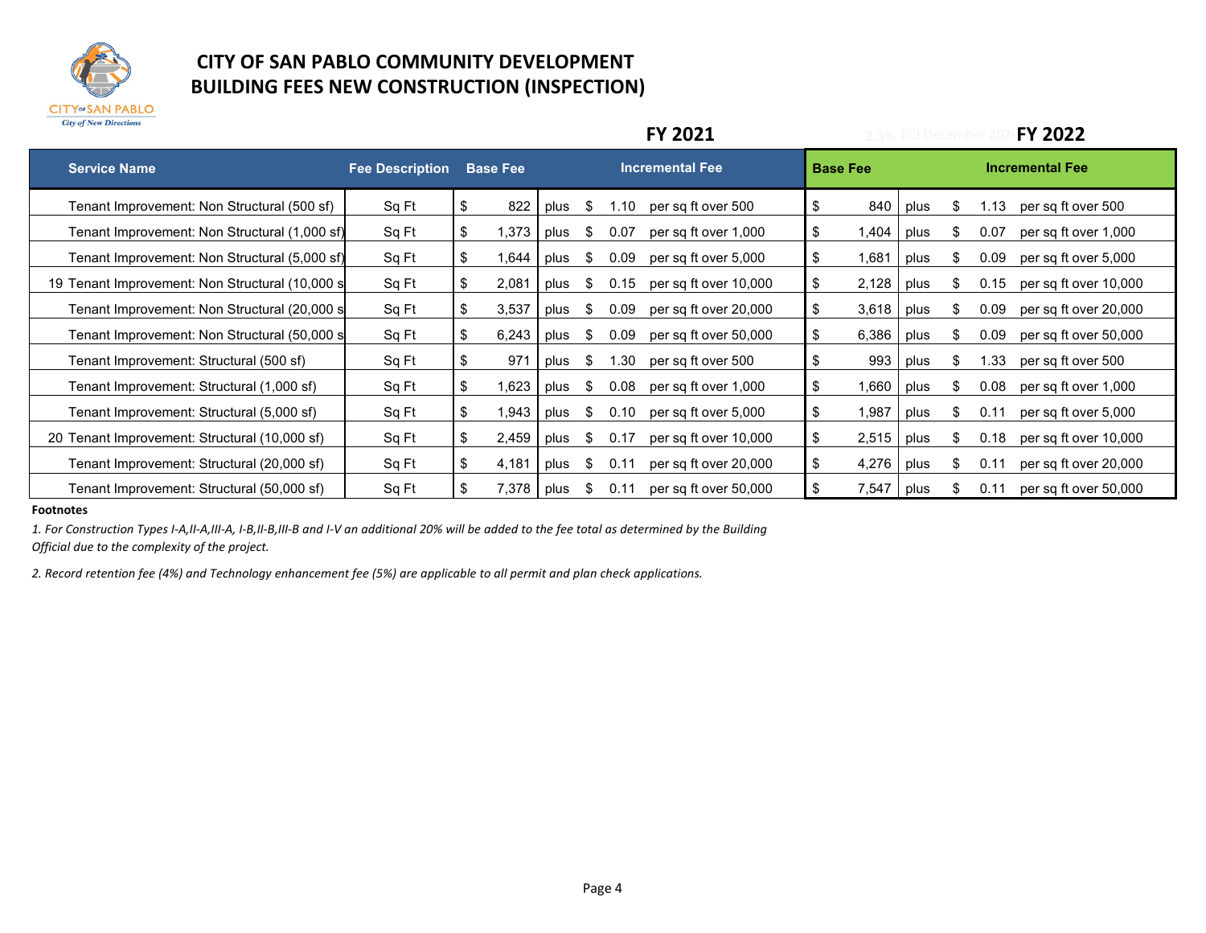# CITY OF SAN PABLO COMMUNITY DEVELOPMENT
# BUILDING FEES NEW CONSTRUCTION (INSPECTION)

| | Service Name | Fee Description | FY 2021 Base Fee | | FY 2021 Incremental Fee | | FY 2022 Base Fee | | FY 2022 Incremental Fee | |
|---|---|---|---|---|---|---|---|---|---|---|
| | Tenant Improvement: Non Structural (500 sf) | Sq Ft | $ 822 | plus | $ 1.10 | per sq ft over 500 | $ 840 | plus | $ 1.13 | per sq ft over 500 |
| | Tenant Improvement: Non Structural (1,000 sf) | Sq Ft | $ 1,373 | plus | $ 0.07 | per sq ft over 1,000 | $ 1,404 | plus | $ 0.07 | per sq ft over 1,000 |
| | Tenant Improvement: Non Structural (5,000 sf) | Sq Ft | $ 1,644 | plus | $ 0.09 | per sq ft over 5,000 | $ 1,681 | plus | $ 0.09 | per sq ft over 5,000 |
| 19 | Tenant Improvement: Non Structural (10,000 s | Sq Ft | $ 2,081 | plus | $ 0.15 | per sq ft over 10,000 | $ 2,128 | plus | $ 0.15 | per sq ft over 10,000 |
| | Tenant Improvement: Non Structural (20,000 s | Sq Ft | $ 3,537 | plus | $ 0.09 | per sq ft over 20,000 | $ 3,618 | plus | $ 0.09 | per sq ft over 20,000 |
| | Tenant Improvement: Non Structural (50,000 s | Sq Ft | $ 6,243 | plus | $ 0.09 | per sq ft over 50,000 | $ 6,386 | plus | $ 0.09 | per sq ft over 50,000 |
| | Tenant Improvement: Structural (500 sf) | Sq Ft | $ 971 | plus | $ 1.30 | per sq ft over 500 | $ 993 | plus | $ 1.33 | per sq ft over 500 |
| | Tenant Improvement: Structural (1,000 sf) | Sq Ft | $ 1,623 | plus | $ 0.08 | per sq ft over 1,000 | $ 1,660 | plus | $ 0.08 | per sq ft over 1,000 |
| | Tenant Improvement: Structural (5,000 sf) | Sq Ft | $ 1,943 | plus | $ 0.10 | per sq ft over 5,000 | $ 1,987 | plus | $ 0.11 | per sq ft over 5,000 |
| 20 | Tenant Improvement: Structural (10,000 sf) | Sq Ft | $ 2,459 | plus | $ 0.17 | per sq ft over 10,000 | $ 2,515 | plus | $ 0.18 | per sq ft over 10,000 |
| | Tenant Improvement: Structural (20,000 sf) | Sq Ft | $ 4,181 | plus | $ 0.11 | per sq ft over 20,000 | $ 4,276 | plus | $ 0.11 | per sq ft over 20,000 |
| | Tenant Improvement: Structural (50,000 sf) | Sq Ft | $ 7,378 | plus | $ 0.11 | per sq ft over 50,000 | $ 7,547 | plus | $ 0.11 | per sq ft over 50,000 |

**Footnotes**

*1. For Construction Types I-A,II-A,III-A, I-B,II-B,III-B and I-V an additional 20% will be added to the fee total as determined by the Building Official due to the complexity of the project.*

*2. Record retention fee (4%) and Technology enhancement fee (5%) are applicable to all permit and plan check applications.*